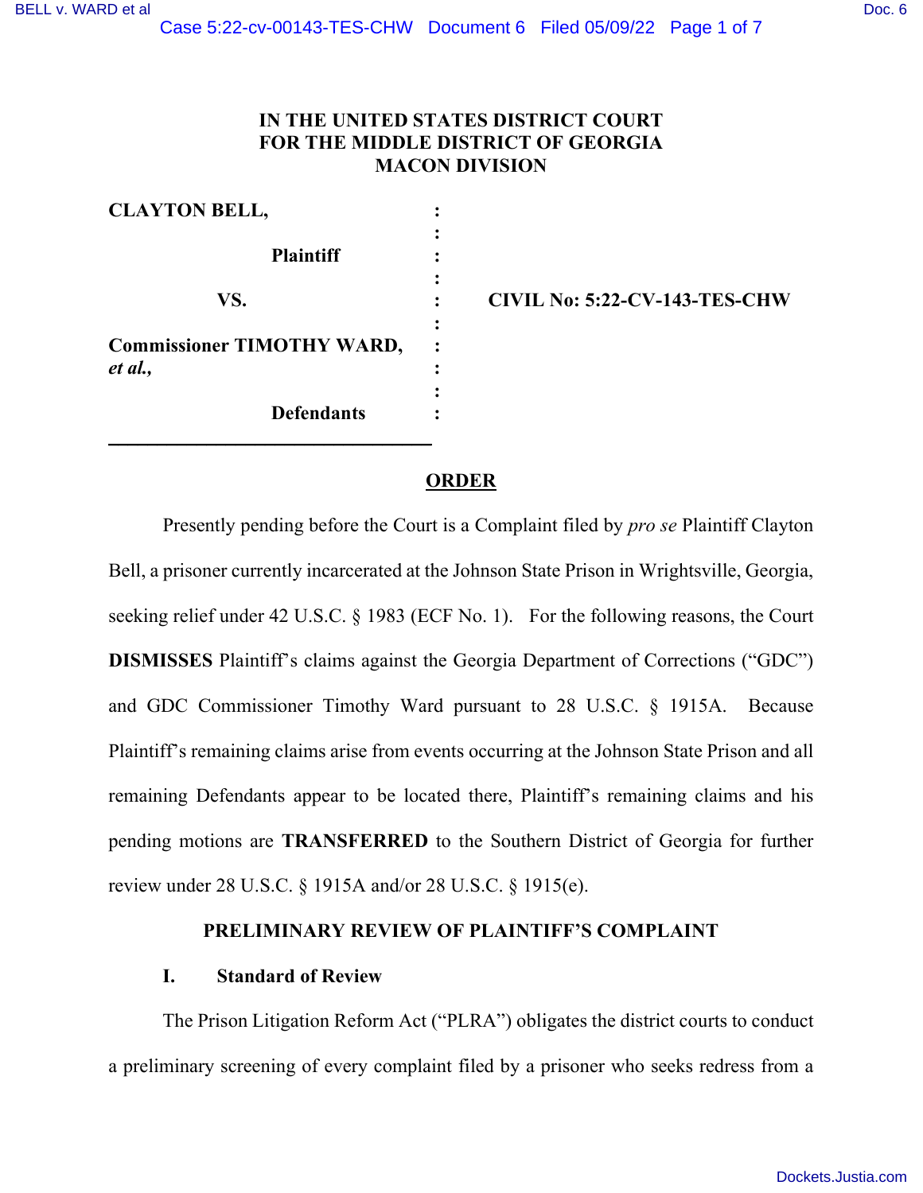# IN THE UNITED STATES DISTRICT COURT FOR THE MIDDLE DISTRICT OF GEORGIA MACON DIVISION

**CLAYTON BELL,**

**Plaintiff**

**VS.**

**Commissioner TIMOTHY WARD,** ***et al.,***

**Defendants**

**CIVIL No: 5:22-CV-143-TES-CHW**

## ORDER

Presently pending before the Court is a Complaint filed by *pro se* Plaintiff Clayton Bell, a prisoner currently incarcerated at the Johnson State Prison in Wrightsville, Georgia, seeking relief under 42 U.S.C. § 1983 (ECF No. 1). For the following reasons, the Court **DISMISSES** Plaintiff's claims against the Georgia Department of Corrections ("GDC") and GDC Commissioner Timothy Ward pursuant to 28 U.S.C. § 1915A. Because Plaintiff's remaining claims arise from events occurring at the Johnson State Prison and all remaining Defendants appear to be located there, Plaintiff's remaining claims and his pending motions are **TRANSFERRED** to the Southern District of Georgia for further review under 28 U.S.C. § 1915A and/or 28 U.S.C. § 1915(e).

## PRELIMINARY REVIEW OF PLAINTIFF'S COMPLAINT

### I. Standard of Review

The Prison Litigation Reform Act ("PLRA") obligates the district courts to conduct a preliminary screening of every complaint filed by a prisoner who seeks redress from a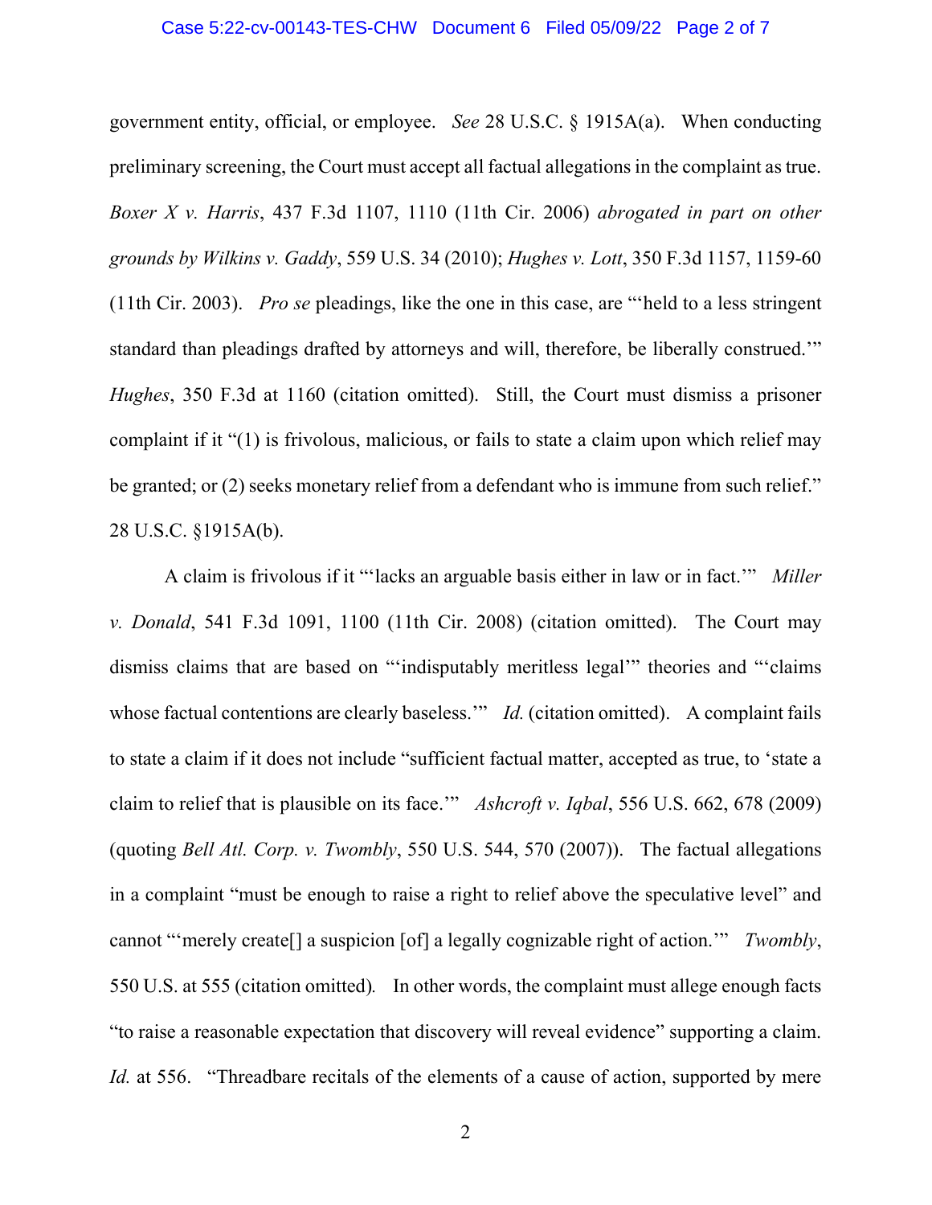government entity, official, or employee. *See* 28 U.S.C. § 1915A(a). When conducting preliminary screening, the Court must accept all factual allegations in the complaint as true. *Boxer X v. Harris*, 437 F.3d 1107, 1110 (11th Cir. 2006) *abrogated in part on other grounds by Wilkins v. Gaddy*, 559 U.S. 34 (2010); *Hughes v. Lott*, 350 F.3d 1157, 1159-60 (11th Cir. 2003). *Pro se* pleadings, like the one in this case, are "'held to a less stringent standard than pleadings drafted by attorneys and will, therefore, be liberally construed.'" *Hughes*, 350 F.3d at 1160 (citation omitted). Still, the Court must dismiss a prisoner complaint if it "(1) is frivolous, malicious, or fails to state a claim upon which relief may be granted; or (2) seeks monetary relief from a defendant who is immune from such relief." 28 U.S.C. §1915A(b).

A claim is frivolous if it "'lacks an arguable basis either in law or in fact.'" *Miller v. Donald*, 541 F.3d 1091, 1100 (11th Cir. 2008) (citation omitted). The Court may dismiss claims that are based on "'indisputably meritless legal'" theories and "'claims whose factual contentions are clearly baseless.'" *Id.* (citation omitted). A complaint fails to state a claim if it does not include "sufficient factual matter, accepted as true, to 'state a claim to relief that is plausible on its face.'" *Ashcroft v. Iqbal*, 556 U.S. 662, 678 (2009) (quoting *Bell Atl. Corp. v. Twombly*, 550 U.S. 544, 570 (2007)). The factual allegations in a complaint "must be enough to raise a right to relief above the speculative level" and cannot "'merely create[] a suspicion [of] a legally cognizable right of action.'" *Twombly*, 550 U.S. at 555 (citation omitted). In other words, the complaint must allege enough facts "to raise a reasonable expectation that discovery will reveal evidence" supporting a claim. *Id.* at 556. "Threadbare recitals of the elements of a cause of action, supported by mere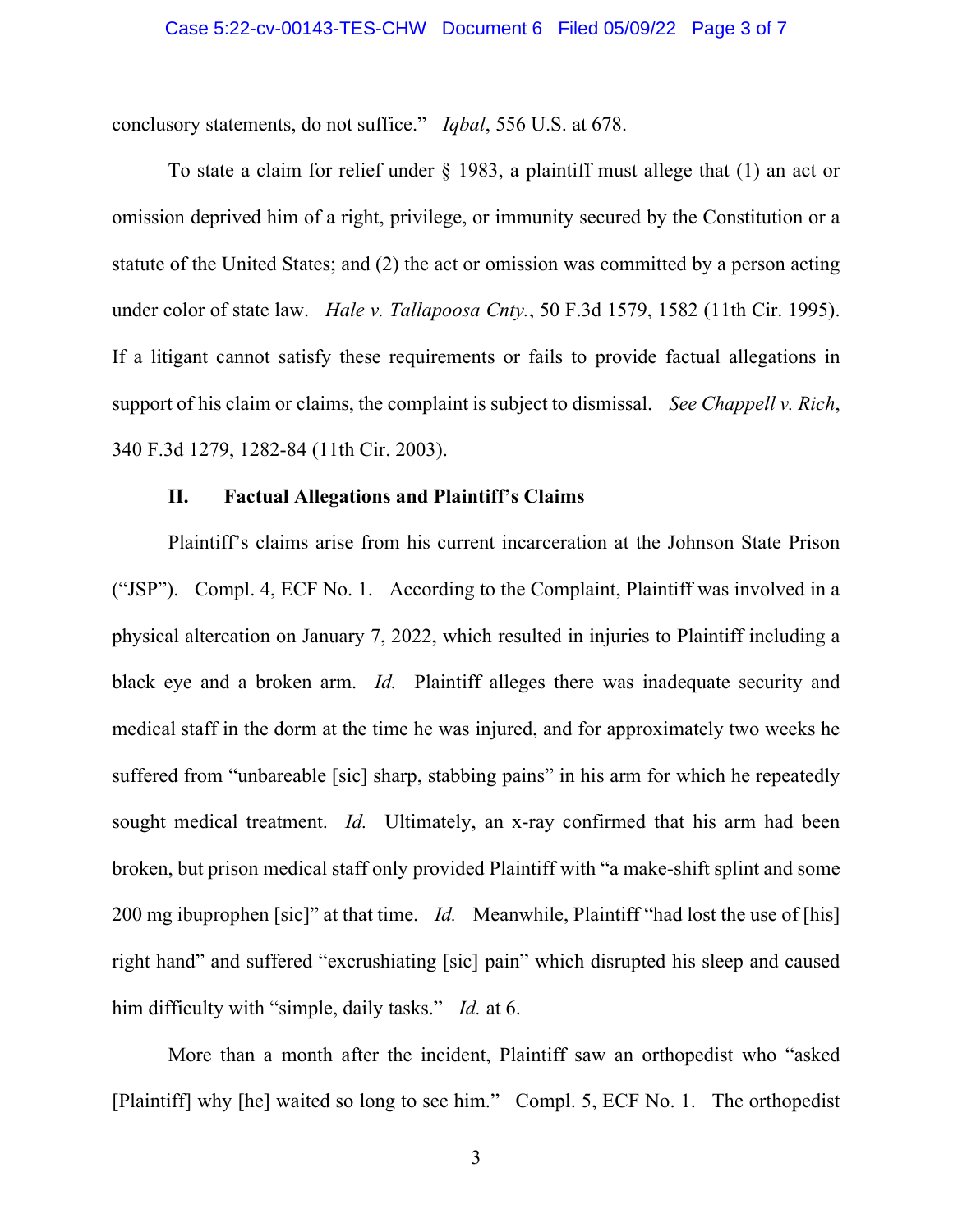conclusory statements, do not suffice." *Iqbal*, 556 U.S. at 678.

To state a claim for relief under § 1983, a plaintiff must allege that (1) an act or omission deprived him of a right, privilege, or immunity secured by the Constitution or a statute of the United States; and (2) the act or omission was committed by a person acting under color of state law. *Hale v. Tallapoosa Cnty.*, 50 F.3d 1579, 1582 (11th Cir. 1995). If a litigant cannot satisfy these requirements or fails to provide factual allegations in support of his claim or claims, the complaint is subject to dismissal. *See Chappell v. Rich*, 340 F.3d 1279, 1282-84 (11th Cir. 2003).

## II. Factual Allegations and Plaintiff's Claims

Plaintiff's claims arise from his current incarceration at the Johnson State Prison ("JSP"). Compl. 4, ECF No. 1. According to the Complaint, Plaintiff was involved in a physical altercation on January 7, 2022, which resulted in injuries to Plaintiff including a black eye and a broken arm. *Id.* Plaintiff alleges there was inadequate security and medical staff in the dorm at the time he was injured, and for approximately two weeks he suffered from "unbareable [sic] sharp, stabbing pains" in his arm for which he repeatedly sought medical treatment. *Id.* Ultimately, an x-ray confirmed that his arm had been broken, but prison medical staff only provided Plaintiff with "a make-shift splint and some 200 mg ibuprophen [sic]" at that time. *Id.* Meanwhile, Plaintiff "had lost the use of [his] right hand" and suffered "excrushiating [sic] pain" which disrupted his sleep and caused him difficulty with "simple, daily tasks." *Id.* at 6.

More than a month after the incident, Plaintiff saw an orthopedist who "asked [Plaintiff] why [he] waited so long to see him." Compl. 5, ECF No. 1. The orthopedist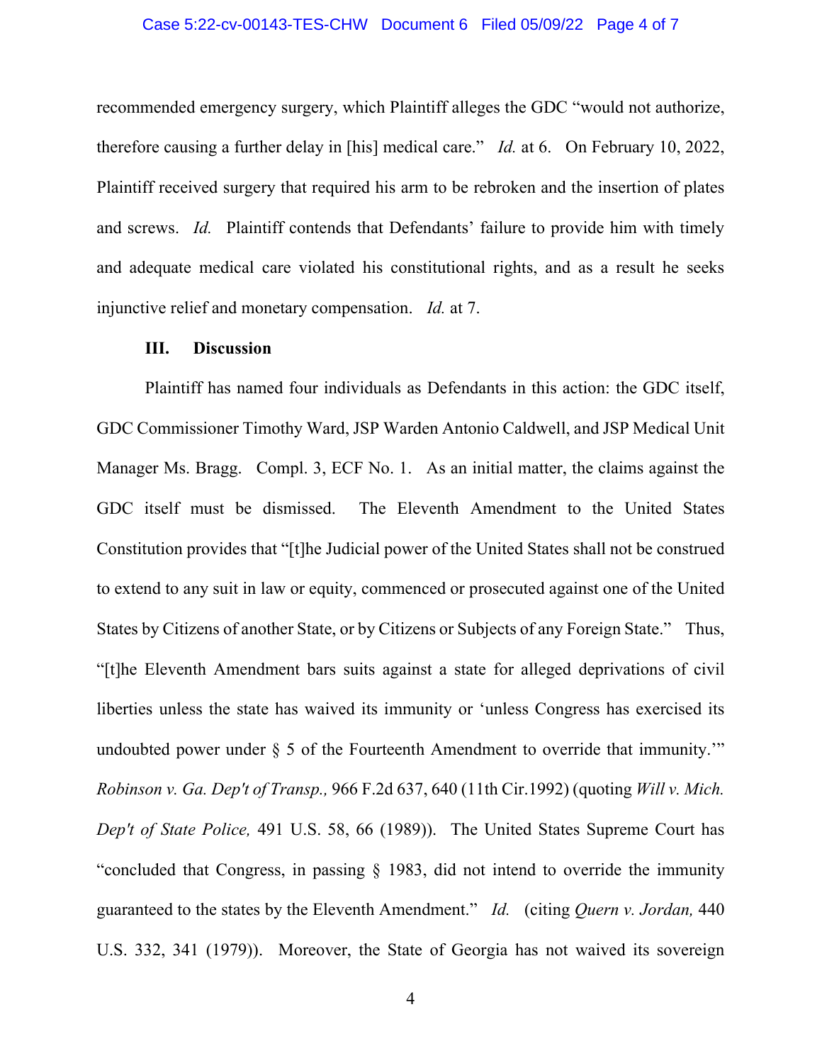recommended emergency surgery, which Plaintiff alleges the GDC "would not authorize, therefore causing a further delay in [his] medical care." *Id.* at 6. On February 10, 2022, Plaintiff received surgery that required his arm to be rebroken and the insertion of plates and screws. *Id.* Plaintiff contends that Defendants' failure to provide him with timely and adequate medical care violated his constitutional rights, and as a result he seeks injunctive relief and monetary compensation. *Id.* at 7.

### III. Discussion

Plaintiff has named four individuals as Defendants in this action: the GDC itself, GDC Commissioner Timothy Ward, JSP Warden Antonio Caldwell, and JSP Medical Unit Manager Ms. Bragg. Compl. 3, ECF No. 1. As an initial matter, the claims against the GDC itself must be dismissed. The Eleventh Amendment to the United States Constitution provides that "[t]he Judicial power of the United States shall not be construed to extend to any suit in law or equity, commenced or prosecuted against one of the United States by Citizens of another State, or by Citizens or Subjects of any Foreign State." Thus, "[t]he Eleventh Amendment bars suits against a state for alleged deprivations of civil liberties unless the state has waived its immunity or 'unless Congress has exercised its undoubted power under § 5 of the Fourteenth Amendment to override that immunity.'" *Robinson v. Ga. Dep't of Transp.,* 966 F.2d 637, 640 (11th Cir.1992) (quoting *Will v. Mich. Dep't of State Police,* 491 U.S. 58, 66 (1989)). The United States Supreme Court has "concluded that Congress, in passing § 1983, did not intend to override the immunity guaranteed to the states by the Eleventh Amendment." *Id.* (citing *Quern v. Jordan,* 440 U.S. 332, 341 (1979)). Moreover, the State of Georgia has not waived its sovereign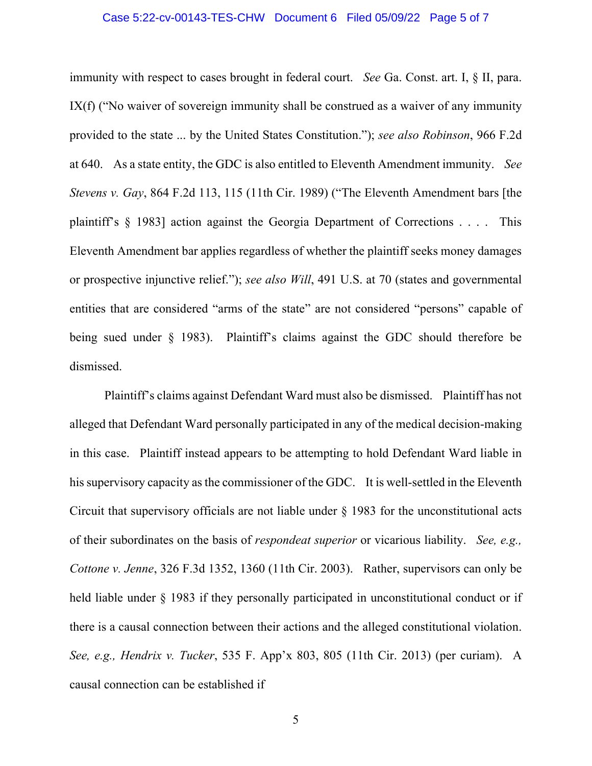immunity with respect to cases brought in federal court. *See* Ga. Const. art. I, § II, para. IX(f) ("No waiver of sovereign immunity shall be construed as a waiver of any immunity provided to the state ... by the United States Constitution."); *see also Robinson*, 966 F.2d at 640. As a state entity, the GDC is also entitled to Eleventh Amendment immunity. *See Stevens v. Gay*, 864 F.2d 113, 115 (11th Cir. 1989) ("The Eleventh Amendment bars [the plaintiff's § 1983] action against the Georgia Department of Corrections . . . . This Eleventh Amendment bar applies regardless of whether the plaintiff seeks money damages or prospective injunctive relief."); *see also Will*, 491 U.S. at 70 (states and governmental entities that are considered "arms of the state" are not considered "persons" capable of being sued under § 1983). Plaintiff's claims against the GDC should therefore be dismissed.

Plaintiff's claims against Defendant Ward must also be dismissed. Plaintiff has not alleged that Defendant Ward personally participated in any of the medical decision-making in this case. Plaintiff instead appears to be attempting to hold Defendant Ward liable in his supervisory capacity as the commissioner of the GDC. It is well-settled in the Eleventh Circuit that supervisory officials are not liable under § 1983 for the unconstitutional acts of their subordinates on the basis of *respondeat superior* or vicarious liability. *See, e.g., Cottone v. Jenne*, 326 F.3d 1352, 1360 (11th Cir. 2003). Rather, supervisors can only be held liable under § 1983 if they personally participated in unconstitutional conduct or if there is a causal connection between their actions and the alleged constitutional violation. *See, e.g., Hendrix v. Tucker*, 535 F. App'x 803, 805 (11th Cir. 2013) (per curiam). A causal connection can be established if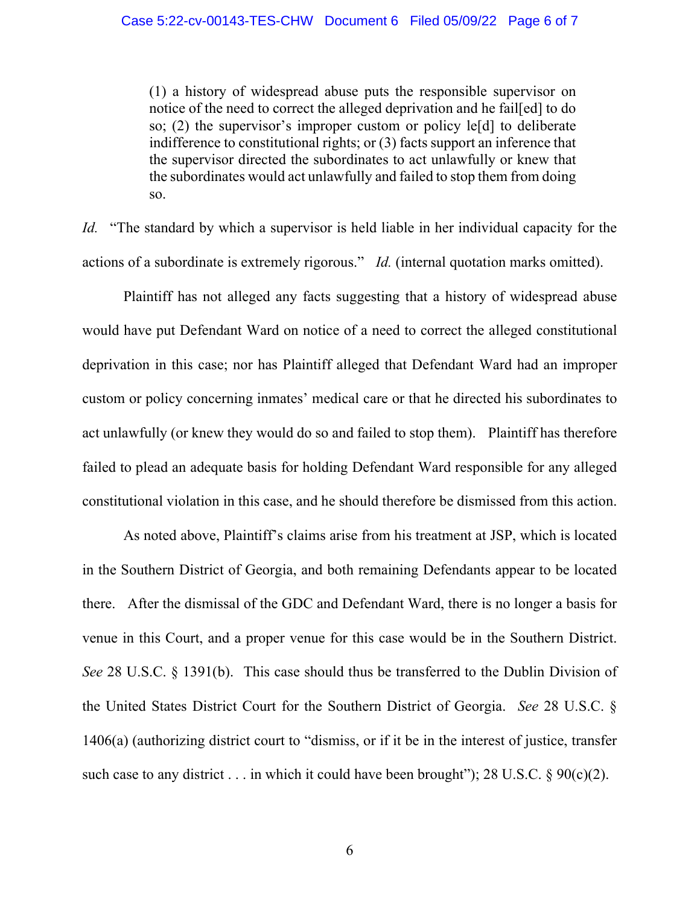> (1) a history of widespread abuse puts the responsible supervisor on notice of the need to correct the alleged deprivation and he fail[ed] to do so; (2) the supervisor's improper custom or policy le[d] to deliberate indifference to constitutional rights; or (3) facts support an inference that the supervisor directed the subordinates to act unlawfully or knew that the subordinates would act unlawfully and failed to stop them from doing so.

*Id.* "The standard by which a supervisor is held liable in her individual capacity for the actions of a subordinate is extremely rigorous." *Id.* (internal quotation marks omitted).

Plaintiff has not alleged any facts suggesting that a history of widespread abuse would have put Defendant Ward on notice of a need to correct the alleged constitutional deprivation in this case; nor has Plaintiff alleged that Defendant Ward had an improper custom or policy concerning inmates' medical care or that he directed his subordinates to act unlawfully (or knew they would do so and failed to stop them). Plaintiff has therefore failed to plead an adequate basis for holding Defendant Ward responsible for any alleged constitutional violation in this case, and he should therefore be dismissed from this action.

As noted above, Plaintiff's claims arise from his treatment at JSP, which is located in the Southern District of Georgia, and both remaining Defendants appear to be located there. After the dismissal of the GDC and Defendant Ward, there is no longer a basis for venue in this Court, and a proper venue for this case would be in the Southern District. *See* 28 U.S.C. § 1391(b). This case should thus be transferred to the Dublin Division of the United States District Court for the Southern District of Georgia. *See* 28 U.S.C. § 1406(a) (authorizing district court to "dismiss, or if it be in the interest of justice, transfer such case to any district . . . in which it could have been brought"); 28 U.S.C. § 90(c)(2).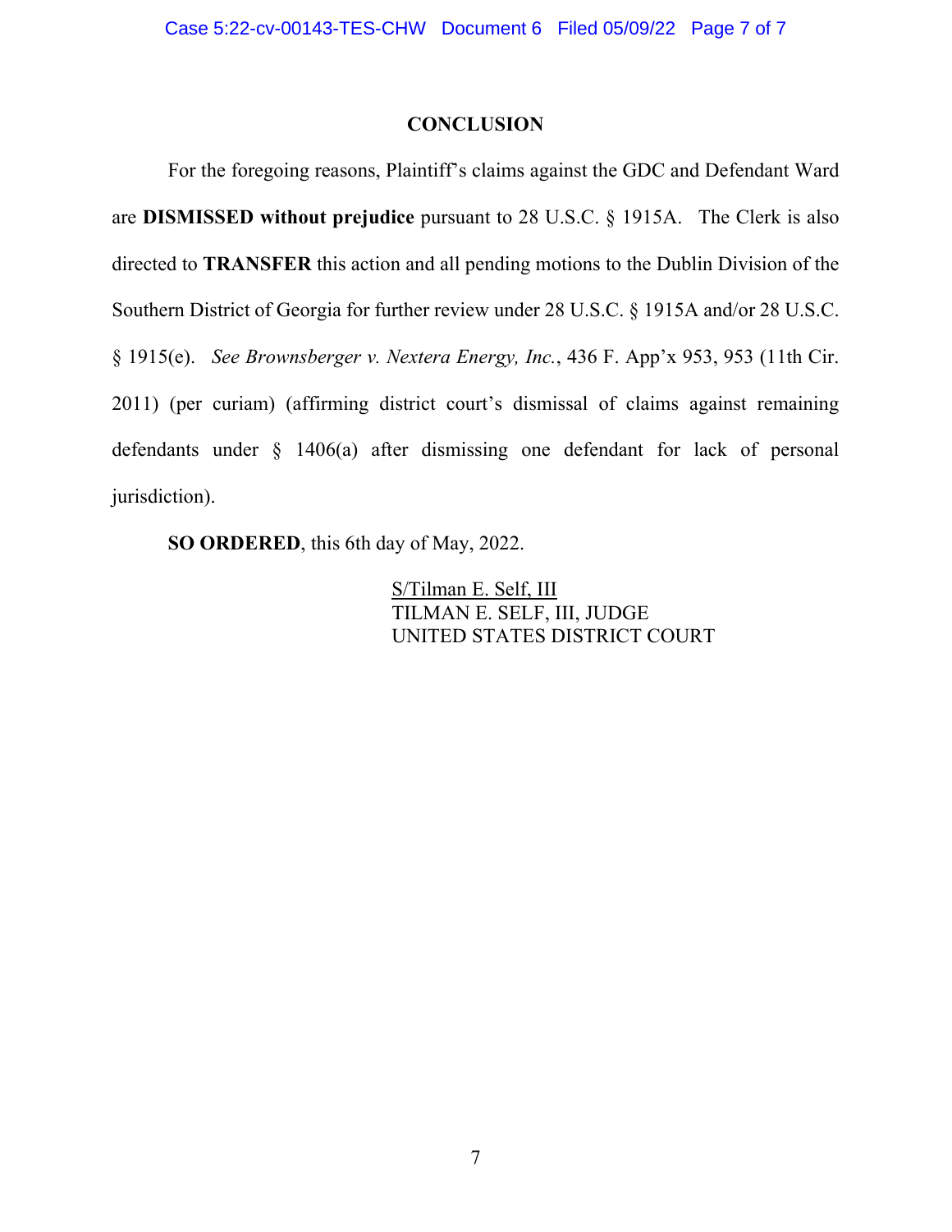## CONCLUSION

For the foregoing reasons, Plaintiff's claims against the GDC and Defendant Ward are **DISMISSED without prejudice** pursuant to 28 U.S.C. § 1915A. The Clerk is also directed to **TRANSFER** this action and all pending motions to the Dublin Division of the Southern District of Georgia for further review under 28 U.S.C. § 1915A and/or 28 U.S.C. § 1915(e). *See Brownsberger v. Nextera Energy, Inc.*, 436 F. App'x 953, 953 (11th Cir. 2011) (per curiam) (affirming district court's dismissal of claims against remaining defendants under § 1406(a) after dismissing one defendant for lack of personal jurisdiction).

**SO ORDERED**, this 6th day of May, 2022.

S/Tilman E. Self, III
TILMAN E. SELF, III, JUDGE
UNITED STATES DISTRICT COURT